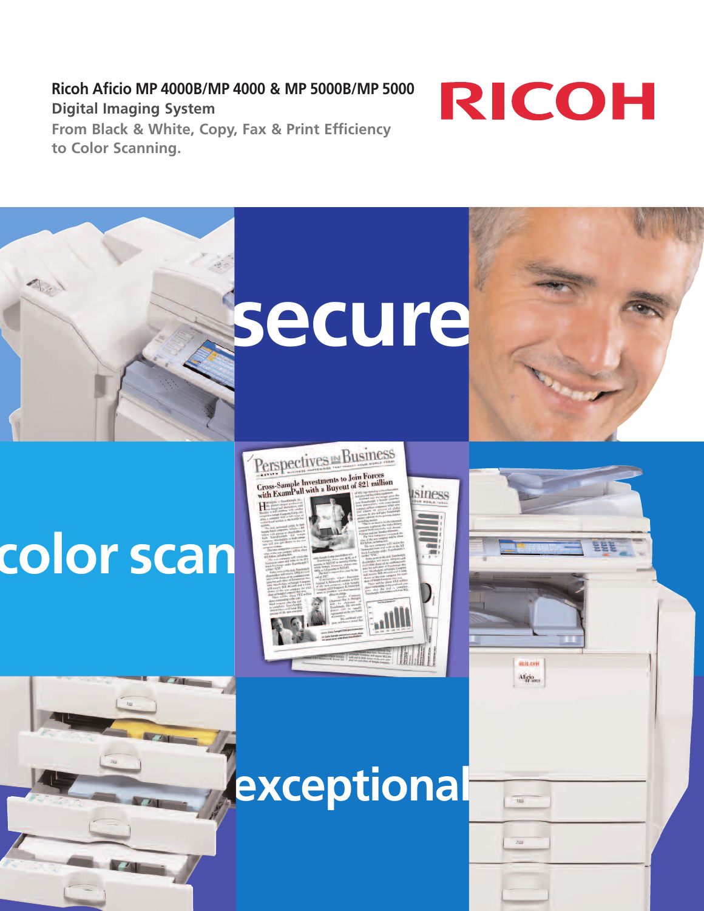# Ricoh Aficio MP 4000B/MP 4000 & MP 5000B/MP 5000

## Digital Imaging System

**From Black & White, Copy, Fax & Print Efficiency to Color Scanning.**

RICOH

secure

color scan

exceptional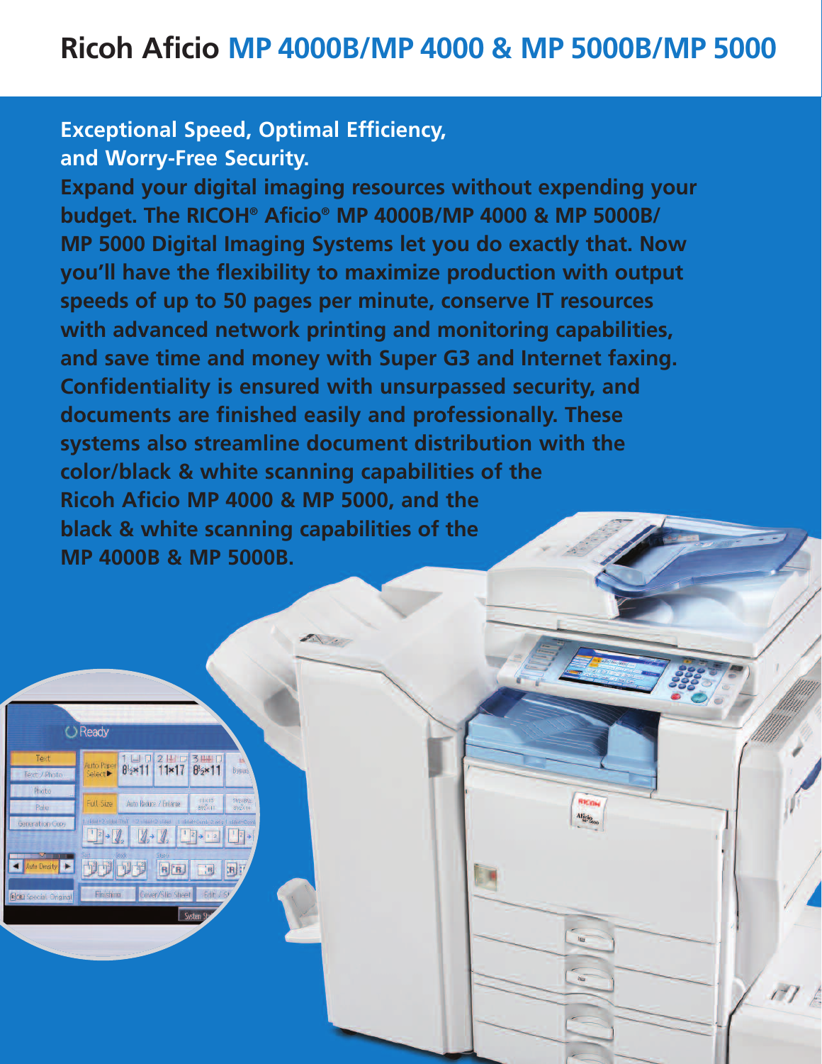# Ricoh Aficio MP 4000B/MP 4000 & MP 5000B/MP 5000

**Exceptional Speed, Optimal Efficiency, and Worry-Free Security.**

**Expand your digital imaging resources without expending your budget. The RICOH® Aficio® MP 4000B/MP 4000 & MP 5000B/ MP 5000 Digital Imaging Systems let you do exactly that. Now you'll have the flexibility to maximize production with output speeds of up to 50 pages per minute, conserve IT resources with advanced network printing and monitoring capabilities, and save time and money with Super G3 and Internet faxing. Confidentiality is ensured with unsurpassed security, and documents are finished easily and professionally. These systems also streamline document distribution with the color/black & white scanning capabilities of the Ricoh Aficio MP 4000 & MP 5000, and the black & white scanning capabilities of the MP 4000B & MP 5000B.**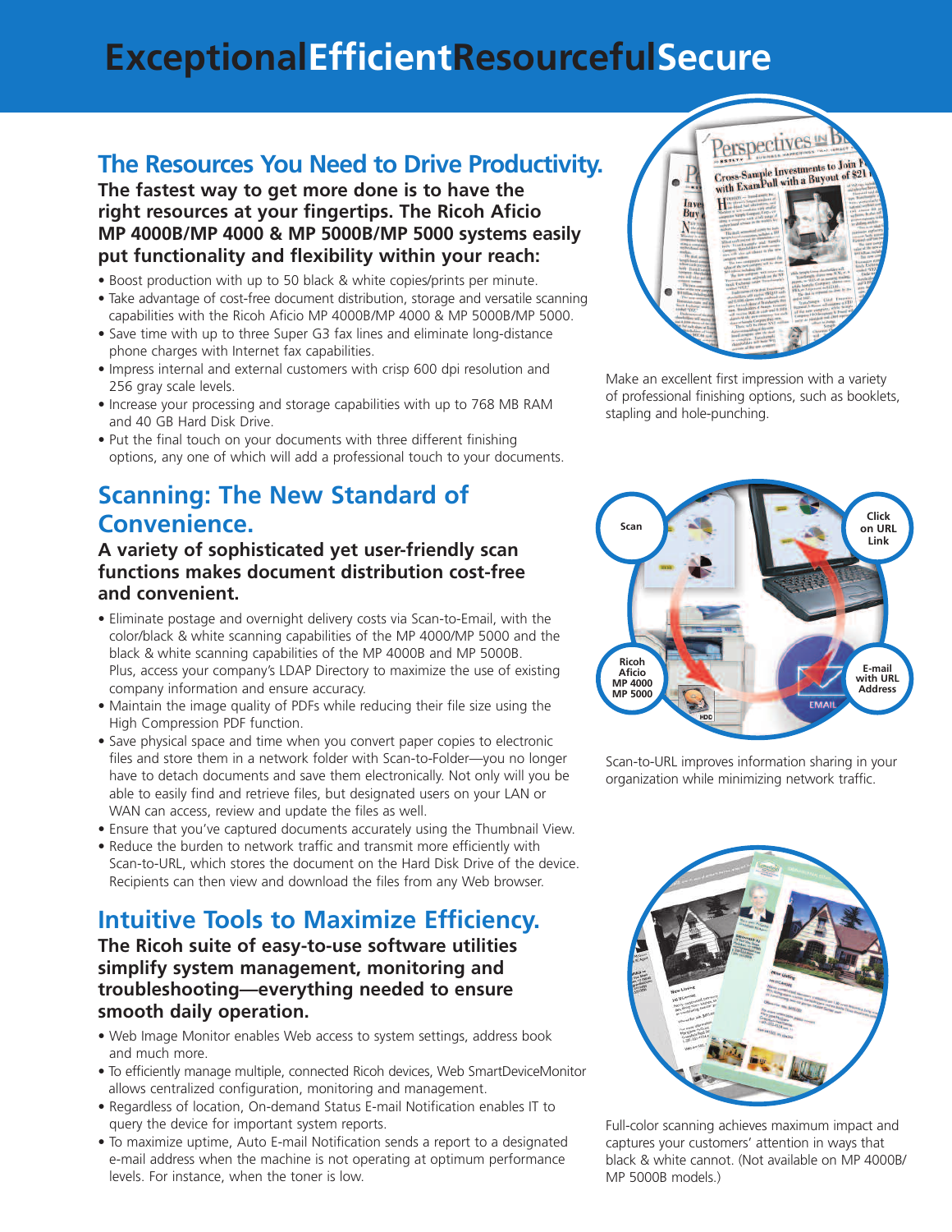# ExceptionalEfficientResourcefulSecure

## The Resources You Need to Drive Productivity.

**The fastest way to get more done is to have the right resources at your fingertips. The Ricoh Aficio MP 4000B/MP 4000 & MP 5000B/MP 5000 systems easily put functionality and flexibility within your reach:**

- Boost production with up to 50 black & white copies/prints per minute.
- Take advantage of cost-free document distribution, storage and versatile scanning capabilities with the Ricoh Aficio MP 4000B/MP 4000 & MP 5000B/MP 5000.
- Save time with up to three Super G3 fax lines and eliminate long-distance phone charges with Internet fax capabilities.
- Impress internal and external customers with crisp 600 dpi resolution and 256 gray scale levels.
- Increase your processing and storage capabilities with up to 768 MB RAM and 40 GB Hard Disk Drive.
- Put the final touch on your documents with three different finishing options, any one of which will add a professional touch to your documents.

Make an excellent first impression with a variety of professional finishing options, such as booklets, stapling and hole-punching.

## Scanning: The New Standard of Convenience.

**A variety of sophisticated yet user-friendly scan functions makes document distribution cost-free and convenient.**

- Eliminate postage and overnight delivery costs via Scan-to-Email, with the color/black & white scanning capabilities of the MP 4000/MP 5000 and the black & white scanning capabilities of the MP 4000B and MP 5000B. Plus, access your company's LDAP Directory to maximize the use of existing company information and ensure accuracy.
- Maintain the image quality of PDFs while reducing their file size using the High Compression PDF function.
- Save physical space and time when you convert paper copies to electronic files and store them in a network folder with Scan-to-Folder—you no longer have to detach documents and save them electronically. Not only will you be able to easily find and retrieve files, but designated users on your LAN or WAN can access, review and update the files as well.
- Ensure that you've captured documents accurately using the Thumbnail View.
- Reduce the burden to network traffic and transmit more efficiently with Scan-to-URL, which stores the document on the Hard Disk Drive of the device. Recipients can then view and download the files from any Web browser.

Scan · Click on URL Link · Ricoh Aficio MP 4000 MP 5000 · E-mail with URL Address

Scan-to-URL improves information sharing in your organization while minimizing network traffic.

## Intuitive Tools to Maximize Efficiency.

**The Ricoh suite of easy-to-use software utilities simplify system management, monitoring and troubleshooting—everything needed to ensure smooth daily operation.**

- Web Image Monitor enables Web access to system settings, address book and much more.
- To efficiently manage multiple, connected Ricoh devices, Web SmartDeviceMonitor allows centralized configuration, monitoring and management.
- Regardless of location, On-demand Status E-mail Notification enables IT to query the device for important system reports.
- To maximize uptime, Auto E-mail Notification sends a report to a designated e-mail address when the machine is not operating at optimum performance levels. For instance, when the toner is low.

Full-color scanning achieves maximum impact and captures your customers' attention in ways that black & white cannot. (Not available on MP 4000B/ MP 5000B models.)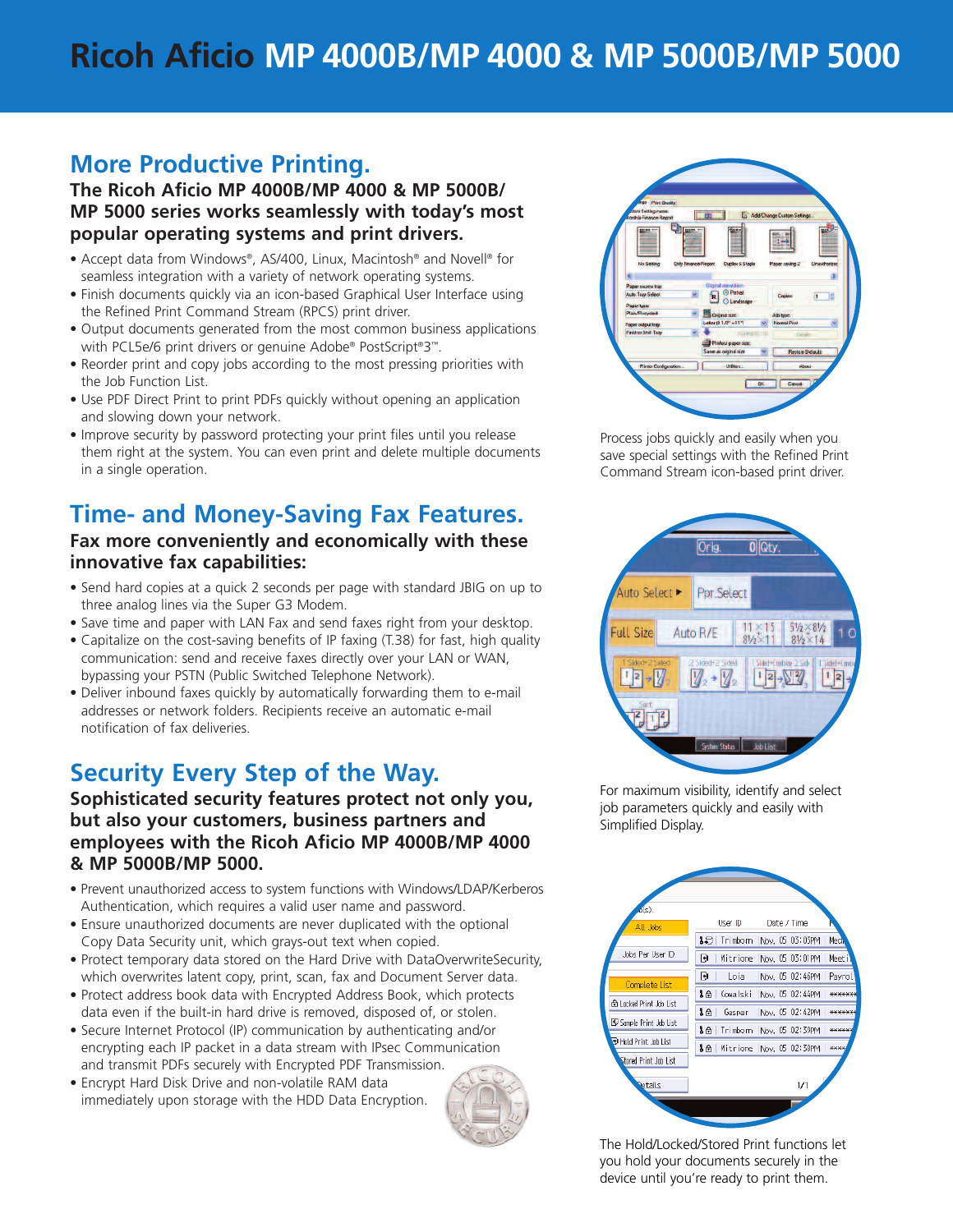# Ricoh Aficio MP 4000B/MP 4000 & MP 5000B/MP 5000

## More Productive Printing.

**The Ricoh Aficio MP 4000B/MP 4000 & MP 5000B/ MP 5000 series works seamlessly with today's most popular operating systems and print drivers.**

- Accept data from Windows®, AS/400, Linux, Macintosh® and Novell® for seamless integration with a variety of network operating systems.
- Finish documents quickly via an icon-based Graphical User Interface using the Refined Print Command Stream (RPCS) print driver.
- Output documents generated from the most common business applications with PCL5e/6 print drivers or genuine Adobe® PostScript®3™.
- Reorder print and copy jobs according to the most pressing priorities with the Job Function List.
- Use PDF Direct Print to print PDFs quickly without opening an application and slowing down your network.
- Improve security by password protecting your print files until you release them right at the system. You can even print and delete multiple documents in a single operation.

Process jobs quickly and easily when you save special settings with the Refined Print Command Stream icon-based print driver.

## Time- and Money-Saving Fax Features.

**Fax more conveniently and economically with these innovative fax capabilities:**

- Send hard copies at a quick 2 seconds per page with standard JBIG on up to three analog lines via the Super G3 Modem.
- Save time and paper with LAN Fax and send faxes right from your desktop.
- Capitalize on the cost-saving benefits of IP faxing (T.38) for fast, high quality communication: send and receive faxes directly over your LAN or WAN, bypassing your PSTN (Public Switched Telephone Network).
- Deliver inbound faxes quickly by automatically forwarding them to e-mail addresses or network folders. Recipients receive an automatic e-mail notification of fax deliveries.

For maximum visibility, identify and select job parameters quickly and easily with Simplified Display.

## Security Every Step of the Way.

**Sophisticated security features protect not only you, but also your customers, business partners and employees with the Ricoh Aficio MP 4000B/MP 4000 & MP 5000B/MP 5000.**

- Prevent unauthorized access to system functions with Windows/LDAP/Kerberos Authentication, which requires a valid user name and password.
- Ensure unauthorized documents are never duplicated with the optional Copy Data Security unit, which grays-out text when copied.
- Protect temporary data stored on the Hard Drive with DataOverwriteSecurity, which overwrites latent copy, print, scan, fax and Document Server data.
- Protect address book data with Encrypted Address Book, which protects data even if the built-in hard drive is removed, disposed of, or stolen.
- Secure Internet Protocol (IP) communication by authenticating and/or encrypting each IP packet in a data stream with IPsec Communication and transmit PDFs securely with Encrypted PDF Transmission.
- Encrypt Hard Disk Drive and non-volatile RAM data immediately upon storage with the HDD Data Encryption.

The Hold/Locked/Stored Print functions let you hold your documents securely in the device until you're ready to print them.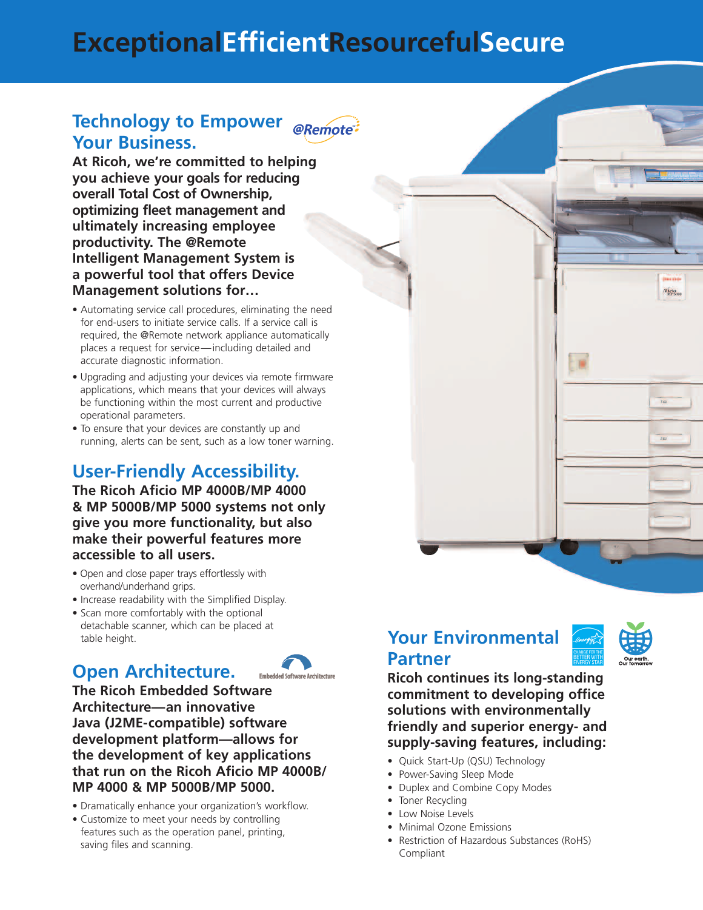# ExceptionalEfficientResourcefulSecure

## Technology to Empower Your Business.

**At Ricoh, we're committed to helping you achieve your goals for reducing overall Total Cost of Ownership, optimizing fleet management and ultimately increasing employee productivity. The @Remote Intelligent Management System is a powerful tool that offers Device Management solutions for…**

- Automating service call procedures, eliminating the need for end-users to initiate service calls. If a service call is required, the @Remote network appliance automatically places a request for service—including detailed and accurate diagnostic information.
- Upgrading and adjusting your devices via remote firmware applications, which means that your devices will always be functioning within the most current and productive operational parameters.
- To ensure that your devices are constantly up and running, alerts can be sent, such as a low toner warning.

## User-Friendly Accessibility.

**The Ricoh Aficio MP 4000B/MP 4000 & MP 5000B/MP 5000 systems not only give you more functionality, but also make their powerful features more accessible to all users.**

- Open and close paper trays effortlessly with overhand/underhand grips.
- Increase readability with the Simplified Display.
- Scan more comfortably with the optional detachable scanner, which can be placed at table height.

## Open Architecture.

**The Ricoh Embedded Software Architecture—an innovative Java (J2ME-compatible) software development platform—allows for the development of key applications that run on the Ricoh Aficio MP 4000B/ MP 4000 & MP 5000B/MP 5000.**

- Dramatically enhance your organization's workflow.
- Customize to meet your needs by controlling features such as the operation panel, printing, saving files and scanning.

## Your Environmental Partner

**Ricoh continues its long-standing commitment to developing office solutions with environmentally friendly and superior energy- and supply-saving features, including:**

- Quick Start-Up (QSU) Technology
- Power-Saving Sleep Mode
- Duplex and Combine Copy Modes
- Toner Recycling
- Low Noise Levels
- Minimal Ozone Emissions
- Restriction of Hazardous Substances (RoHS) Compliant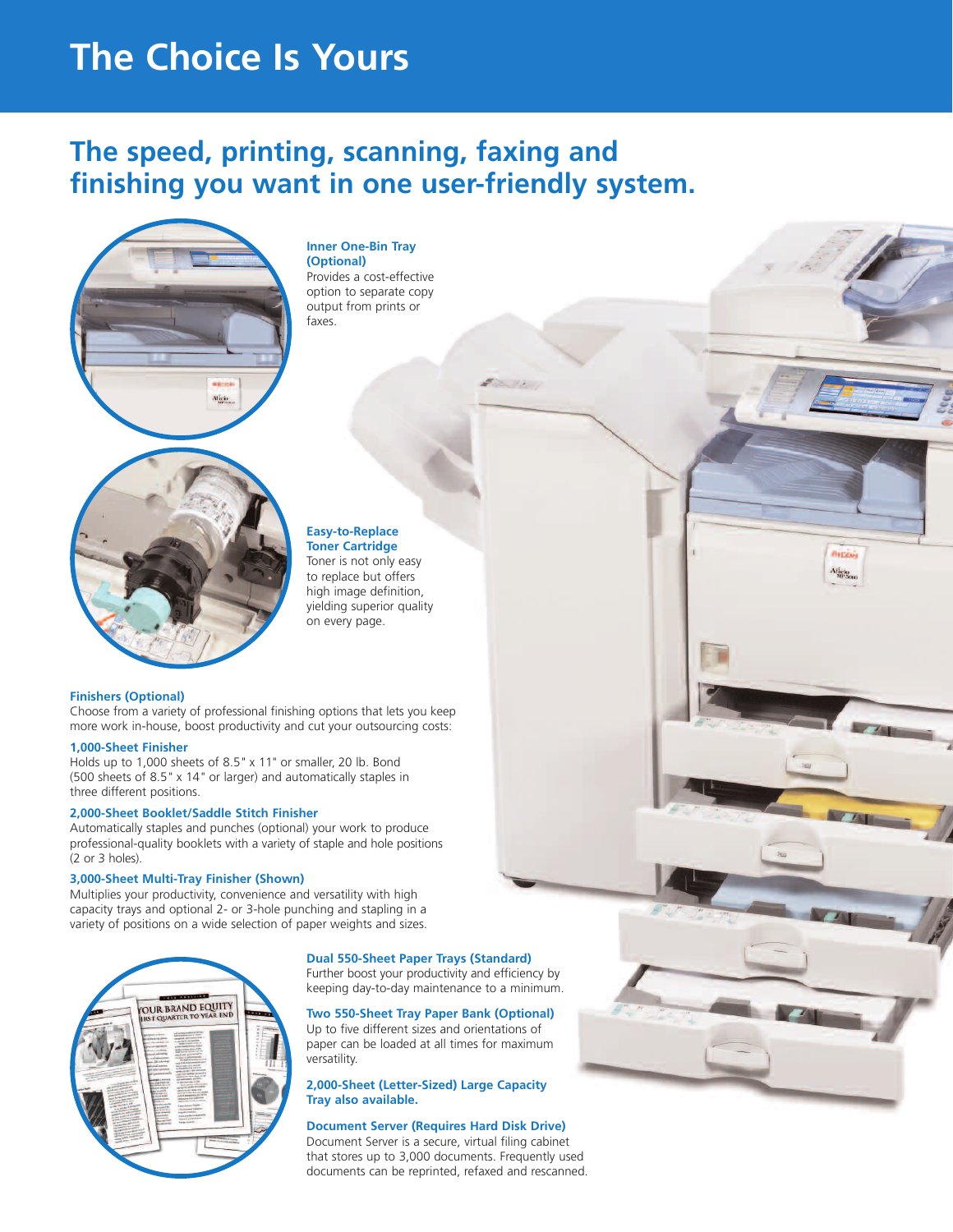# The Choice Is Yours

## The speed, printing, scanning, faxing and finishing you want in one user-friendly system.

**Inner One-Bin Tray (Optional)**
Provides a cost-effective option to separate copy output from prints or faxes.

**Easy-to-Replace Toner Cartridge**
Toner is not only easy to replace but offers high image definition, yielding superior quality on every page.

**Finishers (Optional)**
Choose from a variety of professional finishing options that lets you keep more work in-house, boost productivity and cut your outsourcing costs:

**1,000-Sheet Finisher**
Holds up to 1,000 sheets of 8.5" x 11" or smaller, 20 lb. Bond (500 sheets of 8.5" x 14" or larger) and automatically staples in three different positions.

**2,000-Sheet Booklet/Saddle Stitch Finisher**
Automatically staples and punches (optional) your work to produce professional-quality booklets with a variety of staple and hole positions (2 or 3 holes).

**3,000-Sheet Multi-Tray Finisher (Shown)**
Multiplies your productivity, convenience and versatility with high capacity trays and optional 2- or 3-hole punching and stapling in a variety of positions on a wide selection of paper weights and sizes.

**Dual 550-Sheet Paper Trays (Standard)**
Further boost your productivity and efficiency by keeping day-to-day maintenance to a minimum.

**Two 550-Sheet Tray Paper Bank (Optional)**
Up to five different sizes and orientations of paper can be loaded at all times for maximum versatility.

**2,000-Sheet (Letter-Sized) Large Capacity Tray also available.**

**Document Server (Requires Hard Disk Drive)**
Document Server is a secure, virtual filing cabinet that stores up to 3,000 documents. Frequently used documents can be reprinted, refaxed and rescanned.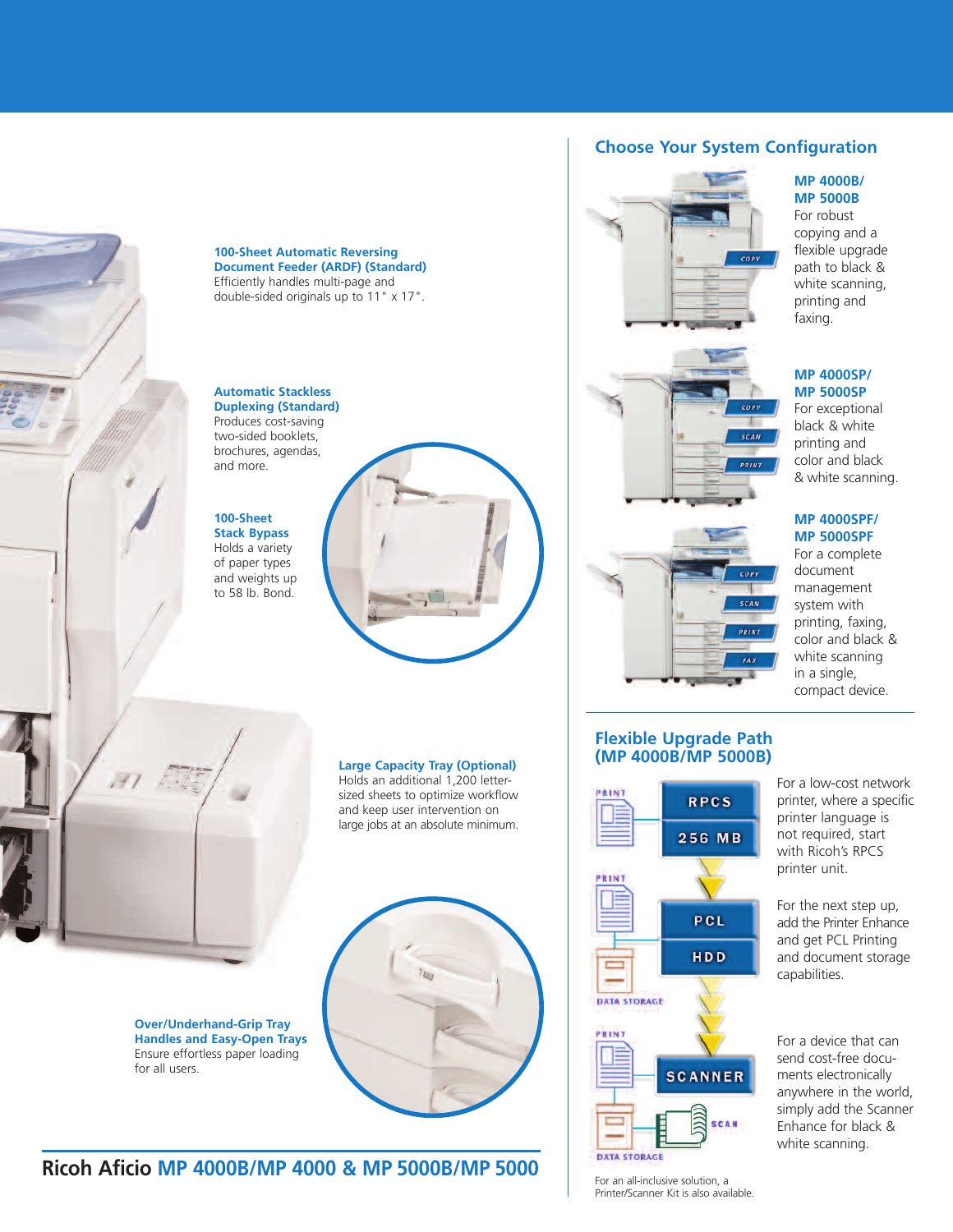**100-Sheet Automatic Reversing Document Feeder (ARDF) (Standard)**
Efficiently handles multi-page and double-sided originals up to 11" x 17".

**Automatic Stackless Duplexing (Standard)**
Produces cost-saving two-sided booklets, brochures, agendas, and more.

**100-Sheet Stack Bypass**
Holds a variety of paper types and weights up to 58 lb. Bond.

**Large Capacity Tray (Optional)**
Holds an additional 1,200 letter-sized sheets to optimize workflow and keep user intervention on large jobs at an absolute minimum.

**Over/Underhand-Grip Tray Handles and Easy-Open Trays**
Ensure effortless paper loading for all users.

## Choose Your System Configuration

**MP 4000B/ MP 5000B**
For robust copying and a flexible upgrade path to black & white scanning, printing and faxing.

**MP 4000SP/ MP 5000SP**
For exceptional black & white printing and color and black & white scanning.

**MP 4000SPF/ MP 5000SPF**
For a complete document management system with printing, faxing, color and black & white scanning in a single, compact device.

## Flexible Upgrade Path (MP 4000B/MP 5000B)

PRINT — RPCS 256 MB

For a low-cost network printer, where a specific printer language is not required, start with Ricoh's RPCS printer unit.

PRINT / DATA STORAGE — PCL HDD

For the next step up, add the Printer Enhance and get PCL Printing and document storage capabilities.

PRINT / DATA STORAGE / SCAN — SCANNER

For a device that can send cost-free documents electronically anywhere in the world, simply add the Scanner Enhance for black & white scanning.

For an all-inclusive solution, a Printer/Scanner Kit is also available.

Ricoh Aficio MP 4000B/MP 4000 & MP 5000B/MP 5000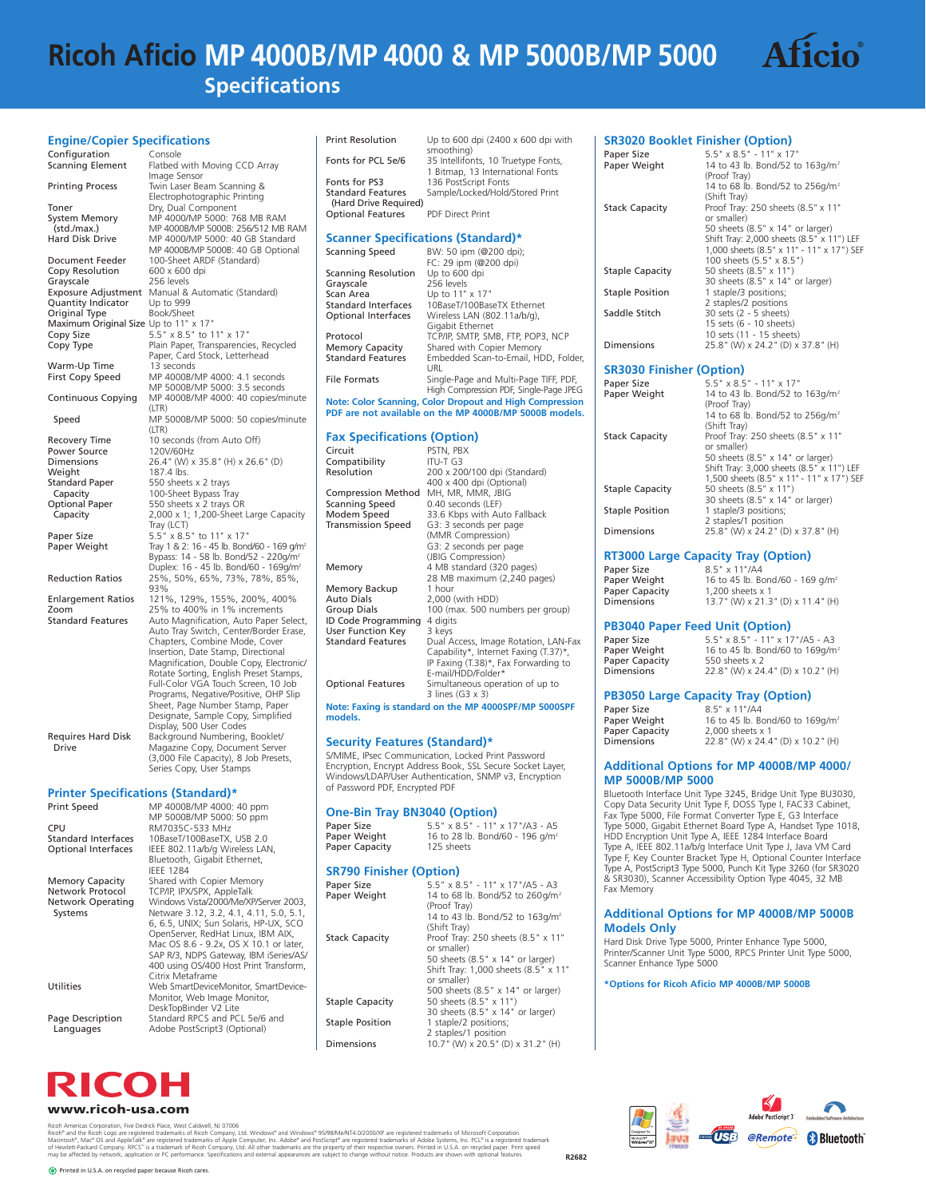# Ricoh Aficio MP 4000B/MP 4000 & MP 5000B/MP 5000

## Specifications

### Engine/Copier Specifications

| | |
|---|---|
| Configuration | Console |
| Scanning Element | Flatbed with Moving CCD Array Image Sensor |
| Printing Process | Twin Laser Beam Scanning & Electrophotographic Printing |
| Toner | Dry, Dual Component |
| System Memory (std./max.) | MP 4000/MP 5000: 768 MB RAM<br>MP 4000B/MP 5000B: 256/512 MB RAM |
| Hard Disk Drive | MP 4000/MP 5000: 40 GB Standard<br>MP 4000B/MP 5000B: 40 GB Optional |
| Document Feeder | 100-Sheet ARDF (Standard) |
| Copy Resolution | 600 x 600 dpi |
| Grayscale | 256 levels |
| Exposure Adjustment | Manual & Automatic (Standard) |
| Quantity Indicator | Up to 999 |
| Original Type | Book/Sheet |
| Maximum Original Size | Up to 11" x 17" |
| Copy Size | 5.5" x 8.5" to 11" x 17" |
| Copy Type | Plain Paper, Transparencies, Recycled Paper, Card Stock, Letterhead |
| Warm-Up Time | 13 seconds |
| First Copy Speed | MP 4000B/MP 4000: 4.1 seconds<br>MP 5000B/MP 5000: 3.5 seconds |
| Continuous Copying Speed | MP 4000B/MP 4000: 40 copies/minute (LTR)<br>MP 5000B/MP 5000: 50 copies/minute (LTR) |
| Recovery Time | 10 seconds (from Auto Off) |
| Power Source | 120V/60Hz |
| Dimensions | 26.4" (W) x 35.8" (H) x 26.6" (D) |
| Weight | 187.4 lbs. |
| Standard Paper Capacity | 550 sheets x 2 trays<br>100-Sheet Bypass Tray |
| Optional Paper Capacity | 550 sheets x 2 trays OR<br>2,000 x 1; 1,200-Sheet Large Capacity Tray (LCT) |
| Paper Size | 5.5" x 8.5" to 11" x 17" |
| Paper Weight | Tray 1 & 2: 16 - 45 lb. Bond/60 - 169 g/m²<br>Bypass: 14 - 58 lb. Bond/52 - 220g/m²<br>Duplex: 16 - 45 lb. Bond/60 - 169g/m² |
| Reduction Ratios | 25%, 50%, 65%, 73%, 78%, 85%, 93% |
| Enlargement Ratios | 121%, 129%, 155%, 200%, 400% |
| Zoom | 25% to 400% in 1% increments |
| Standard Features | Auto Magnification, Auto Paper Select, Auto Tray Switch, Center/Border Erase, Chapters, Combine Mode, Cover Insertion, Date Stamp, Directional Magnification, Double Copy, Electronic/Rotate Sorting, English Preset Stamps, Full-Color VGA Touch Screen, 10 Job Programs, Negative/Positive, OHP Slip Sheet, Page Number Stamp, Paper Designate, Sample Copy, Simplified Display, 500 User Codes |
| Requires Hard Disk Drive | Background Numbering, Booklet/Magazine Copy, Document Server (3,000 File Capacity), 8 Job Presets, Series Copy, User Stamps |

### Printer Specifications (Standard)*

| | |
|---|---|
| Print Speed | MP 4000B/MP 4000: 40 ppm<br>MP 5000B/MP 5000: 50 ppm |
| CPU | RM7035C-533 MHz |
| Standard Interfaces | 10BaseT/100BaseTX, USB 2.0 |
| Optional Interfaces | IEEE 802.11a/b/g Wireless LAN, Bluetooth, Gigabit Ethernet, IEEE 1284 |
| Memory Capacity | Shared with Copier Memory |
| Network Protocol | TCP/IP, IPX/SPX, AppleTalk |
| Network Operating Systems | Windows Vista/2000/Me/XP/Server 2003, Netware 3.12, 3.2, 4.1, 4.11, 5.0, 5.1, 6, 6.5, UNIX; Sun Solaris, HP-UX, SCO OpenServer, RedHat Linux, IBM AIX, Mac OS 8.6 - 9.2x, OS X 10.1 or later, SAP R/3, NDPS Gateway, IBM iSeries/AS/400 using OS/400 Host Print Transform, Citrix Metaframe |
| Utilities | Web SmartDeviceMonitor, SmartDeviceMonitor, Web Image Monitor, DeskTopBinder V2 Lite |
| Page Description Languages | Standard RPCS and PCL 5e/6 and Adobe PostScript3 (Optional) |
| Print Resolution | Up to 600 dpi (2400 x 600 dpi with smoothing) |
| Fonts for PCL 5e/6 | 35 Intellifonts, 10 Truetype Fonts, 1 Bitmap, 13 International Fonts |
| Fonts for PS3 | 136 PostScript Fonts |
| Standard Features (Hard Drive Required) | Sample/Locked/Hold/Stored Print |
| Optional Features | PDF Direct Print |

### Scanner Specifications (Standard)*

| | |
|---|---|
| Scanning Speed | BW: 50 ipm (@200 dpi);<br>FC: 29 ipm (@200 dpi) |
| Scanning Resolution | Up to 600 dpi |
| Grayscale | 256 levels |
| Scan Area | Up to 11" x 17" |
| Standard Interfaces | 10BaseT/100BaseTX Ethernet |
| Optional Interfaces | Wireless LAN (802.11a/b/g), Gigabit Ethernet |
| Protocol | TCP/IP, SMTP, SMB, FTP, POP3, NCP |
| Memory Capacity | Shared with Copier Memory |
| Standard Features | Embedded Scan-to-Email, HDD, Folder, URL |
| File Formats | Single-Page and Multi-Page TIFF, PDF, High Compression PDF, Single-Page JPEG |

**Note: Color Scanning, Color Dropout and High Compression PDF are not available on the MP 4000B/MP 5000B models.**

### Fax Specifications (Option)

| | |
|---|---|
| Circuit | PSTN, PBX |
| Compatibility | ITU-T G3 |
| Resolution | 200 x 200/100 dpi (Standard)<br>400 x 400 dpi (Optional) |
| Compression Method | MH, MR, MMR, JBIG |
| Scanning Speed | 0.40 seconds (LEF) |
| Modem Speed | 33.6 Kbps with Auto Fallback |
| Transmission Speed | G3: 3 seconds per page (MMR Compression)<br>G3: 2 seconds per page (JBIG Compression) |
| Memory | 4 MB standard (320 pages)<br>28 MB maximum (2,240 pages) |
| Memory Backup | 1 hour |
| Auto Dials | 2,000 (with HDD) |
| Group Dials | 100 (max. 500 numbers per group) |
| ID Code Programming | 4 digits |
| User Function Key | 3 keys |
| Standard Features | Dual Access, Image Rotation, LAN-Fax Capability*, Internet Faxing (T.37)*, IP Faxing (T.38)*, Fax Forwarding to E-mail/HDD/Folder* |
| Optional Features | Simultaneous operation of up to 3 lines (G3 x 3) |

**Note: Faxing is standard on the MP 4000SPF/MP 5000SPF models.**

### Security Features (Standard)*

S/MIME, IPsec Communication, Locked Print Password Encryption, Encrypt Address Book, SSL Secure Socket Layer, Windows/LDAP/User Authentication, SNMP v3, Encryption of Password PDF, Encrypted PDF

### One-Bin Tray BN3040 (Option)

| | |
|---|---|
| Paper Size | 5.5" x 8.5" - 11" x 17"/A3 - A5 |
| Paper Weight | 16 to 28 lb. Bond/60 - 196 g/m² |
| Paper Capacity | 125 sheets |

### SR790 Finisher (Option)

| | |
|---|---|
| Paper Size | 5.5" x 8.5" - 11" x 17"/A5 - A3 |
| Paper Weight | 14 to 68 lb. Bond/52 to 260g/m² (Proof Tray)<br>14 to 43 lb. Bond/52 to 163g/m² (Shift Tray) |
| Stack Capacity | Proof Tray: 250 sheets (8.5" x 11" or smaller)<br>50 sheets (8.5" x 14" or larger)<br>Shift Tray: 1,000 sheets (8.5" x 11" or smaller)<br>500 sheets (8.5" x 14" or larger) |
| Staple Capacity | 50 sheets (8.5" x 11")<br>30 sheets (8.5" x 14" or larger) |
| Staple Position | 1 staple/2 positions;<br>2 staples/1 position |
| Dimensions | 10.7" (W) x 20.5" (D) x 31.2" (H) |

### SR3020 Booklet Finisher (Option)

| | |
|---|---|
| Paper Size | 5.5" x 8.5" - 11" x 17" |
| Paper Weight | 14 to 43 lb. Bond/52 to 163g/m² (Proof Tray)<br>14 to 68 lb. Bond/52 to 256g/m² (Shift Tray) |
| Stack Capacity | Proof Tray: 250 sheets (8.5" x 11" or smaller)<br>50 sheets (8.5" x 14" or larger)<br>Shift Tray: 2,000 sheets (8.5" x 11") LEF<br>1,000 sheets (8.5" x 11" - 11" x 17") SEF<br>100 sheets (5.5" x 8.5") |
| Staple Capacity | 50 sheets (8.5" x 11")<br>30 sheets (8.5" x 14" or larger) |
| Staple Position | 1 staple/3 positions;<br>2 staples/2 positions |
| Saddle Stitch | 30 sets (2 - 5 sheets)<br>15 sets (6 - 10 sheets)<br>10 sets (11 - 15 sheets) |
| Dimensions | 25.8" (W) x 24.2" (D) x 37.8" (H) |

### SR3030 Finisher (Option)

| | |
|---|---|
| Paper Size | 5.5" x 8.5" - 11" x 17" |
| Paper Weight | 14 to 43 lb. Bond/52 to 163g/m² (Proof Tray)<br>14 to 68 lb. Bond/52 to 256g/m² (Shift Tray) |
| Stack Capacity | Proof Tray: 250 sheets (8.5" x 11" or smaller)<br>50 sheets (8.5" x 14" or larger)<br>Shift Tray: 3,000 sheets (8.5" x 11") LEF<br>1,500 sheets (8.5" x 11" - 11" x 17") SEF |
| Staple Capacity | 50 sheets (8.5" x 11")<br>30 sheets (8.5" x 14" or larger) |
| Staple Position | 1 staple/3 positions;<br>2 staples/1 position |
| Dimensions | 25.8" (W) x 24.2" (D) x 37.8" (H) |

### RT3000 Large Capacity Tray (Option)

| | |
|---|---|
| Paper Size | 8.5" x 11"/A4 |
| Paper Weight | 16 to 45 lb. Bond/60 - 169 g/m² |
| Paper Capacity | 1,200 sheets x 1 |
| Dimensions | 13.7" (W) x 21.3" (D) x 11.4" (H) |

### PB3040 Paper Feed Unit (Option)

| | |
|---|---|
| Paper Size | 5.5" x 8.5" - 11" x 17"/A5 - A3 |
| Paper Weight | 16 to 45 lb. Bond/60 to 169g/m² |
| Paper Capacity | 550 sheets x 2 |
| Dimensions | 22.8" (W) x 24.4" (D) x 10.2" (H) |

### PB3050 Large Capacity Tray (Option)

| | |
|---|---|
| Paper Size | 8.5" x 11"/A4 |
| Paper Weight | 16 to 45 lb. Bond/60 to 169g/m² |
| Paper Capacity | 2,000 sheets x 1 |
| Dimensions | 22.8" (W) x 24.4" (D) x 10.2" (H) |

### Additional Options for MP 4000B/MP 4000/ MP 5000B/MP 5000

Bluetooth Interface Unit Type 3245, Bridge Unit Type BU3030, Copy Data Security Unit Type F, DOSS Type I, FAC33 Cabinet, Fax Type 5000, File Format Converter Type E, G3 Interface Type 5000, Gigabit Ethernet Board Type A, Handset Type 1018, HDD Encryption Unit Type A, IEEE 1284 Interface Board Type A, IEEE 802.11a/b/g Interface Unit Type J, Java VM Card Type F, Key Counter Bracket Type H, Optional Counter Interface Type A, PostScript3 Type 5000, Punch Kit Type 3260 (for SR3020 & SR3030), Scanner Accessibility Option Type 4045, 32 MB Fax Memory

### Additional Options for MP 4000B/MP 5000B Models Only

Hard Disk Drive Type 5000, Printer Enhance Type 5000, Printer/Scanner Unit Type 5000, RPCS Printer Unit Type 5000, Scanner Enhance Type 5000

**\*Options for Ricoh Aficio MP 4000B/MP 5000B**

RICOH

www.ricoh-usa.com

Ricoh Americas Corporation, Five Dedrick Place, West Caldwell, NJ 07006

Ricoh® and the Ricoh Logo are registered trademarks of Ricoh Company, Ltd. Windows® and Windows® 95/98/Me/NT4.0/2000/XP are registered trademarks of Microsoft Corporation. Macintosh®, Mac® OS and AppleTalk® are registered trademarks of Apple Computer, Inc. Adobe® and PostScript® are registered trademarks of Adobe Systems, Inc. PCL® is a registered trademark of Hewlett-Packard Company. RPCS™ is a trademark of Ricoh Company, Ltd. All other trademarks are the property of their respective owners. Printed in U.S.A. on recycled paper. Print speed may be affected by network, application or PC performance. Specifications and external appearances are subject to change without notice. Products are shown with optional features.

R2682

Printed in U.S.A. on recycled paper because Ricoh cares.